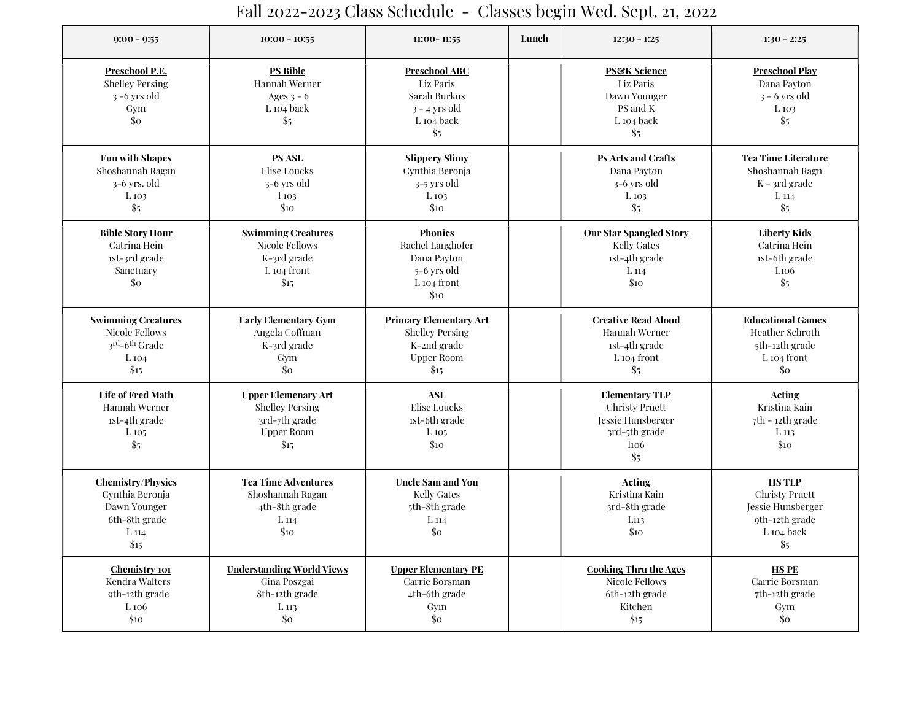# Fall 2022-2023 Class Schedule - Classes begin Wed. Sept. 21, 2022

| 9:00 - 9:55 | 10:00 - 10:55 | 11:00- 11:55 | Lunch | 12:30 - 1:25 | 1:30 - 2:25 |
|---|---|---|---|---|---|
| **Preschool P.E.**<br>Shelley Persing<br>3 -6 yrs old<br>Gym<br>$0 | **PS Bible**<br>Hannah Werner<br>Ages 3 - 6<br>L 104 back<br>$5 | **Preschool ABC**<br>Liz Paris<br>Sarah Burkus<br>3 - 4 yrs old<br>L 104 back<br>$5 | | **PS&K Science**<br>Liz Paris<br>Dawn Younger<br>PS and K<br>L 104 back<br>$5 | **Preschool Play**<br>Dana Payton<br>3 - 6 yrs old<br>L 103<br>$5 |
| **Fun with Shapes**<br>Shoshannah Ragan<br>3-6 yrs. old<br>L 103<br>$5 | **PS ASL**<br>Elise Loucks<br>3-6 yrs old<br>l 103<br>$10 | **Slippery Slimy**<br>Cynthia Beronja<br>3-5 yrs old<br>L 103<br>$10 | | **Ps Arts and Crafts**<br>Dana Payton<br>3-6 yrs old<br>L 103<br>$5 | **Tea Time Literature**<br>Shoshannah Ragn<br>K - 3rd grade<br>L 114<br>$5 |
| **Bible Story Hour**<br>Catrina Hein<br>1st-3rd grade<br>Sanctuary<br>$0 | **Swimming Creatures**<br>Nicole Fellows<br>K-3rd grade<br>L 104 front<br>$15 | **Phonics**<br>Rachel Langhofer<br>Dana Payton<br>5-6 yrs old<br>L 104 front<br>$10 | | **Our Star Spangled Story**<br>Kelly Gates<br>1st-4th grade<br>L 114<br>$10 | **Liberty Kids**<br>Catrina Hein<br>1st-6th grade<br>L106<br>$5 |
| **Swimming Creatures**<br>Nicole Fellows<br>3rd-6th Grade<br>L 104<br>$15 | **Early Elementary Gym**<br>Angela Coffman<br>K-3rd grade<br>Gym<br>$0 | **Primary Elementary Art**<br>Shelley Persing<br>K-2nd grade<br>Upper Room<br>$15 | | **Creative Read Aloud**<br>Hannah Werner<br>1st-4th grade<br>L 104 front<br>$5 | **Educational Games**<br>Heather Schroth<br>5th-12th grade<br>L 104 front<br>$0 |
| **Life of Fred Math**<br>Hannah Werner<br>1st-4th grade<br>L 105<br>$5 | **Upper Elemenary Art**<br>Shelley Persing<br>3rd-7th grade<br>Upper Room<br>$15 | **ASL**<br>Elise Loucks<br>1st-6th grade<br>L 105<br>$10 | | **Elementary TLP**<br>Christy Pruett<br>Jessie Hunsberger<br>3rd-5th grade<br>l106<br>$5 | **Acting**<br>Kristina Kain<br>7th - 12th grade<br>L 113<br>$10 |
| **Chemistry/Physics**<br>Cynthia Beronja<br>Dawn Younger<br>6th-8th grade<br>L 114<br>$15 | **Tea Time Adventures**<br>Shoshannah Ragan<br>4th-8th grade<br>L 114<br>$10 | **Uncle Sam and You**<br>Kelly Gates<br>5th-8th grade<br>L 114<br>$0 | | **Acting**<br>Kristina Kain<br>3rd-8th grade<br>L113<br>$10 | **HS TLP**<br>Christy Pruett<br>Jessie Hunsberger<br>9th-12th grade<br>L 104 back<br>$5 |
| **Chemistry 101**<br>Kendra Walters<br>9th-12th grade<br>L 106<br>$10 | **Understanding World Views**<br>Gina Poszgai<br>8th-12th grade<br>L 113<br>$0 | **Upper Elementary PE**<br>Carrie Borsman<br>4th-6th grade<br>Gym<br>$0 | | **Cooking Thru the Ages**<br>Nicole Fellows<br>6th-12th grade<br>Kitchen<br>$15 | **HS PE**<br>Carrie Borsman<br>7th-12th grade<br>Gym<br>$0 |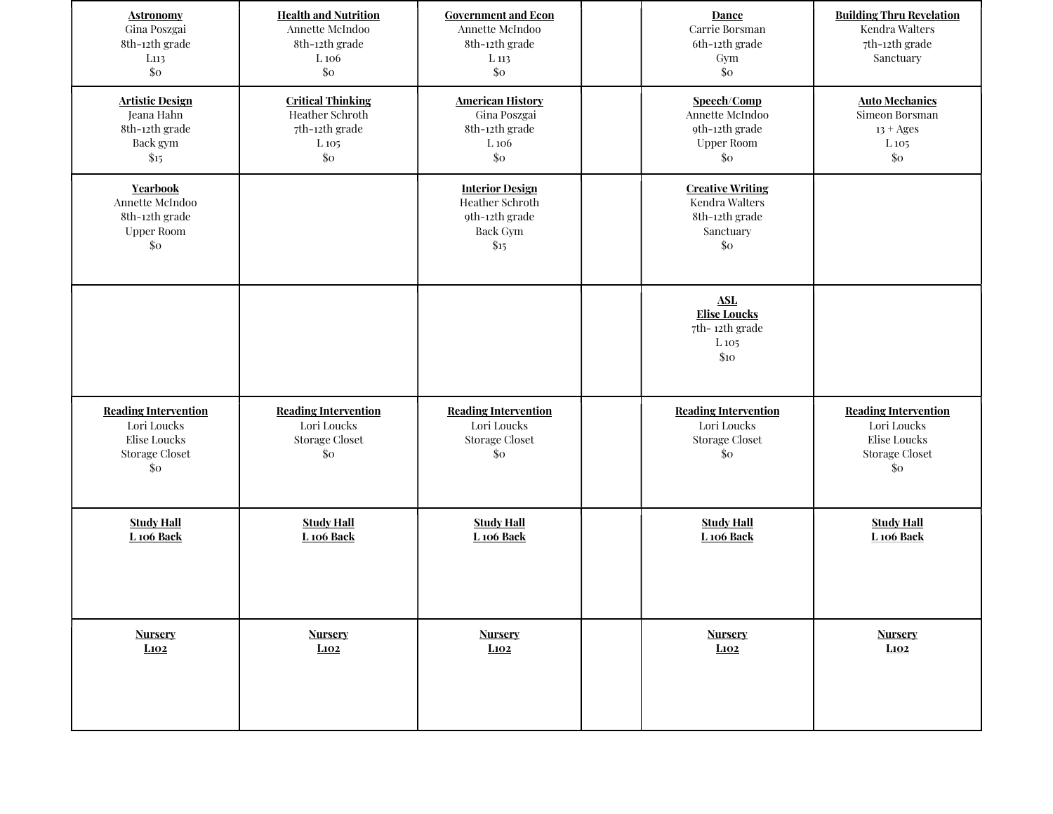| | | | | | |
|---|---|---|---|---|---|
| **Astronomy**<br>Gina Poszgai<br>8th-12th grade<br>L113<br>$0 | **Health and Nutrition**<br>Annette McIndoo<br>8th-12th grade<br>L 106<br>$0 | **Government and Econ**<br>Annette McIndoo<br>8th-12th grade<br>L 113<br>$0 | | **Dance**<br>Carrie Borsman<br>6th-12th grade<br>Gym<br>$0 | **Building Thru Revelation**<br>Kendra Walters<br>7th-12th grade<br>Sanctuary |
| **Artistic Design**<br>Jeana Hahn<br>8th-12th grade<br>Back gym<br>$15 | **Critical Thinking**<br>Heather Schroth<br>7th-12th grade<br>L 105<br>$0 | **American History**<br>Gina Poszgai<br>8th-12th grade<br>L 106<br>$0 | | **Speech/Comp**<br>Annette McIndoo<br>9th-12th grade<br>Upper Room<br>$0 | **Auto Mechanics**<br>Simeon Borsman<br>13 + Ages<br>L 105<br>$0 |
| **Yearbook**<br>Annette McIndoo<br>8th-12th grade<br>Upper Room<br>$0 | | **Interior Design**<br>Heather Schroth<br>9th-12th grade<br>Back Gym<br>$15 | | **Creative Writing**<br>Kendra Walters<br>8th-12th grade<br>Sanctuary<br>$0 | |
| | | | | **ASL**<br>**Elise Loucks**<br>7th- 12th grade<br>L 105<br>$10 | |
| **Reading Intervention**<br>Lori Loucks<br>Elise Loucks<br>Storage Closet<br>$0 | **Reading Intervention**<br>Lori Loucks<br>Storage Closet<br>$0 | **Reading Intervention**<br>Lori Loucks<br>Storage Closet<br>$0 | | **Reading Intervention**<br>Lori Loucks<br>Storage Closet<br>$0 | **Reading Intervention**<br>Lori Loucks<br>Elise Loucks<br>Storage Closet<br>$0 |
| **Study Hall**<br>**L 106 Back** | **Study Hall**<br>**L 106 Back** | **Study Hall**<br>**L 106 Back** | | **Study Hall**<br>**L 106 Back** | **Study Hall**<br>**L 106 Back** |
| **Nursery**<br>**L102** | **Nursery**<br>**L102** | **Nursery**<br>**L102** | | **Nursery**<br>**L102** | **Nursery**<br>**L102** |